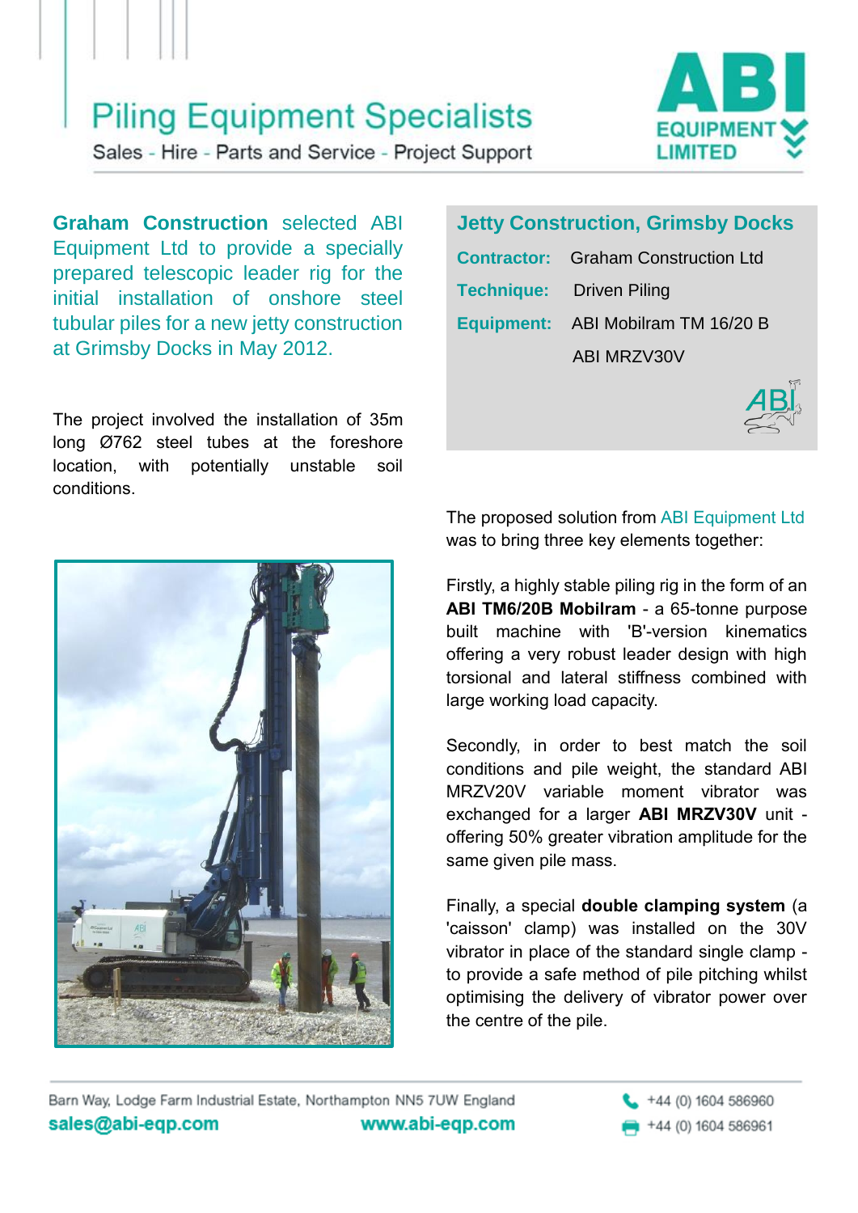# Piling Equipment Specialists

Sales - Hire - Parts and Service - Project Support

ABI EQUIPMENT LIMITED

**Graham Construction** selected ABI Equipment Ltd to provide a specially prepared telescopic leader rig for the initial installation of onshore steel tubular piles for a new jetty construction at Grimsby Docks in May 2012.

The project involved the installation of 35m long Ø762 steel tubes at the foreshore location, with potentially unstable soil conditions.

## Jetty Construction, Grimsby Docks

| | |
|---|---|
| **Contractor:** | Graham Construction Ltd |
| **Technique:** | Driven Piling |
| **Equipment:** | ABI Mobilram TM 16/20 B |
| | ABI MRZV30V |

The proposed solution from ABI Equipment Ltd was to bring three key elements together:

Firstly, a highly stable piling rig in the form of an **ABI TM6/20B Mobilram** - a 65-tonne purpose built machine with 'B'-version kinematics offering a very robust leader design with high torsional and lateral stiffness combined with large working load capacity.

Secondly, in order to best match the soil conditions and pile weight, the standard ABI MRZV20V variable moment vibrator was exchanged for a larger **ABI MRZV30V** unit - offering 50% greater vibration amplitude for the same given pile mass.

Finally, a special **double clamping system** (a 'caisson' clamp) was installed on the 30V vibrator in place of the standard single clamp - to provide a safe method of pile pitching whilst optimising the delivery of vibrator power over the centre of the pile.

Barn Way, Lodge Farm Industrial Estate, Northampton NN5 7UW England

sales@abi-eqp.com www.abi-eqp.com

+44 (0) 1604 586960

+44 (0) 1604 586961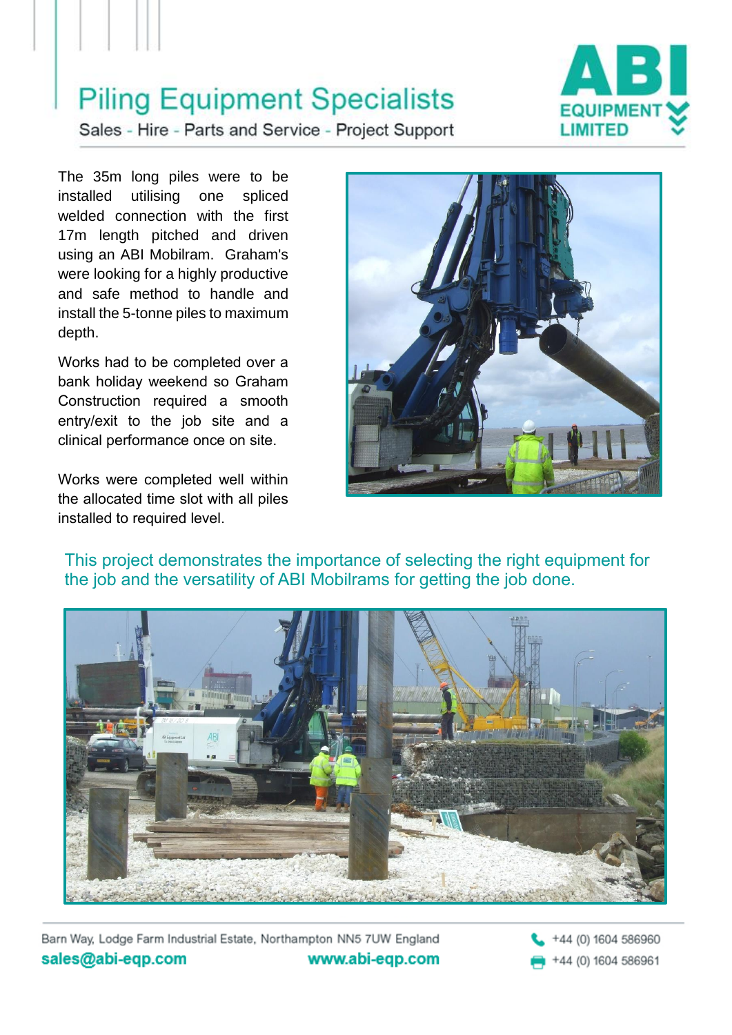The 35m long piles were to be installed utilising one spliced welded connection with the first 17m length pitched and driven using an ABI Mobilram. Graham's were looking for a highly productive and safe method to handle and install the 5-tonne piles to maximum depth.

Works had to be completed over a bank holiday weekend so Graham Construction required a smooth entry/exit to the job site and a clinical performance once on site.

Works were completed well within the allocated time slot with all piles installed to required level.

This project demonstrates the importance of selecting the right equipment for the job and the versatility of ABI Mobilrams for getting the job done.